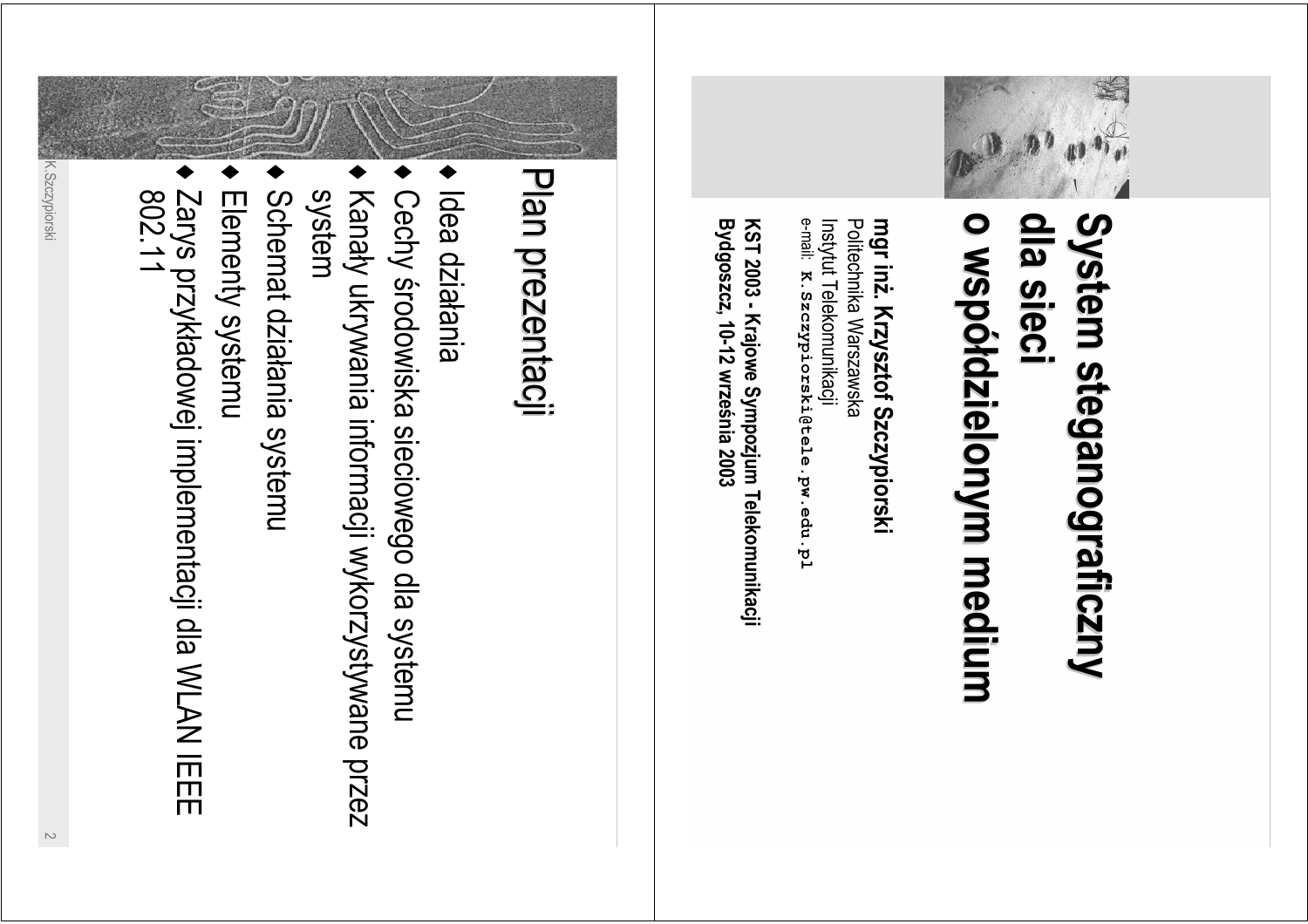# System steganograficzny dla sieci o współdzielonym medium

**mgr inż. Krzysztof Szczypiorski**
Politechnika Warszawska
Instytut Telekomunikacji
e-mail: `K.Szczypiorski@tele.pw.edu.pl`

**KST 2003 - Krajowe Sympozjum Telekomunikacji**
**Bydgoszcz, 10-12 września 2003**

## Plan prezentacji

- Idea działania
- Cechy środowiska sieciowego dla systemu
- Kanały ukrywania informacji wykorzystywane przez system
- Schemat działania systemu
- Elementy systemu
- Zarys przykładowej implementacji dla WLAN IEEE 802.11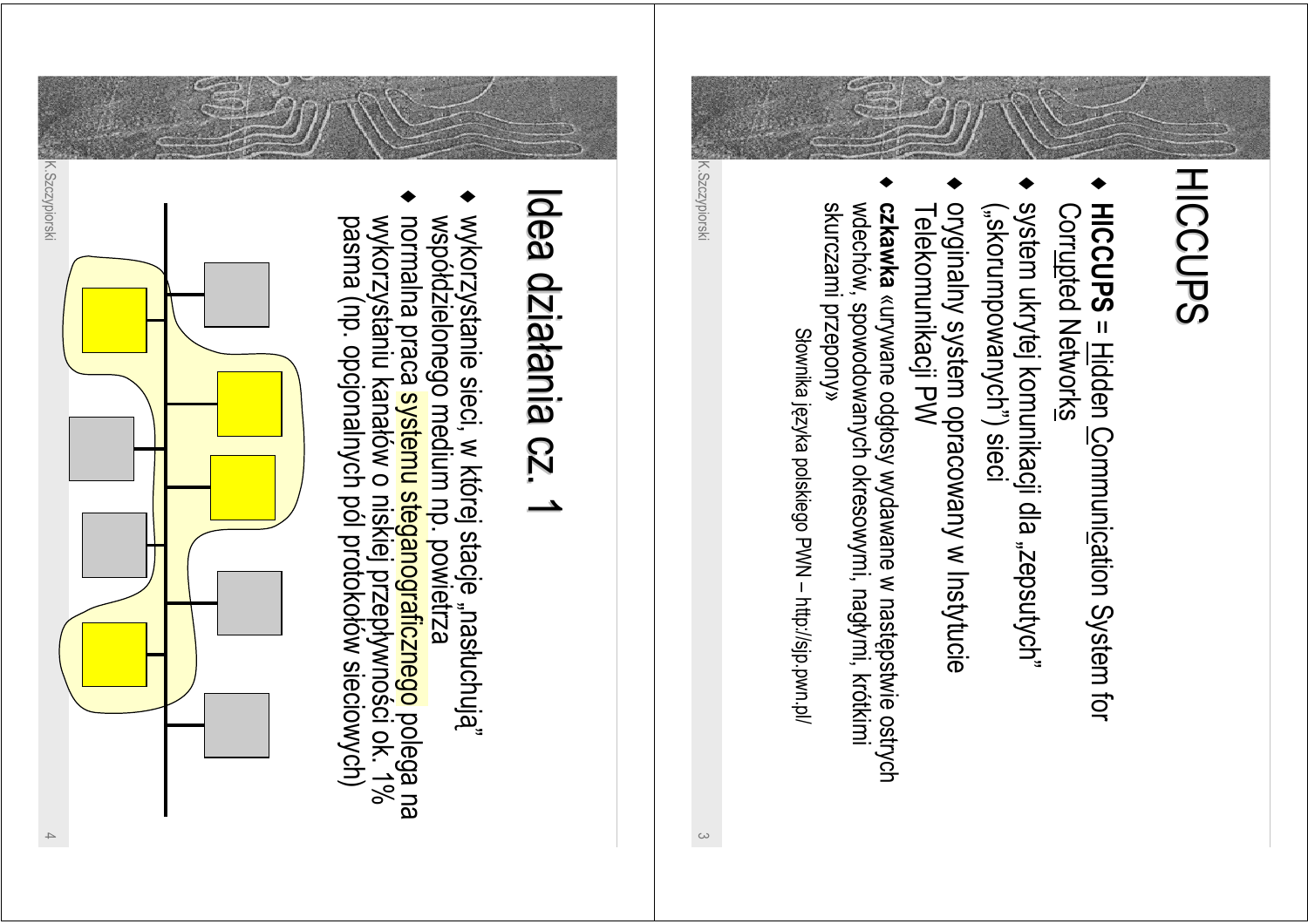# HICCUPS

- **HICCUPS** = Hidden Communication System for Corrupted Networks
- system ukrytej komunikacji dla „zepsutych" („skorumpowanych") sieci
- oryginalny system opracowany w Instytucie Telekomunikacji PW
- **czkawka** «urywane odgłosy wydawane w następstwie ostrych wdechów, spowodowanych okresowymi, nagłymi, krótkimi skurczami przepony»

  Słownika języka polskiego PWN – http://sjp.pwn.pl/

# Idea działania cz. 1

- wykorzystanie sieci, w której stacje „nasłuchują" współdzielonego medium np. powietrza
- normalna praca systemu steganograficznego polega na wykorzystaniu kanałów o niskiej przepływności ok. 1% pasma (np. opcjonalnych pól protokołów sieciowych)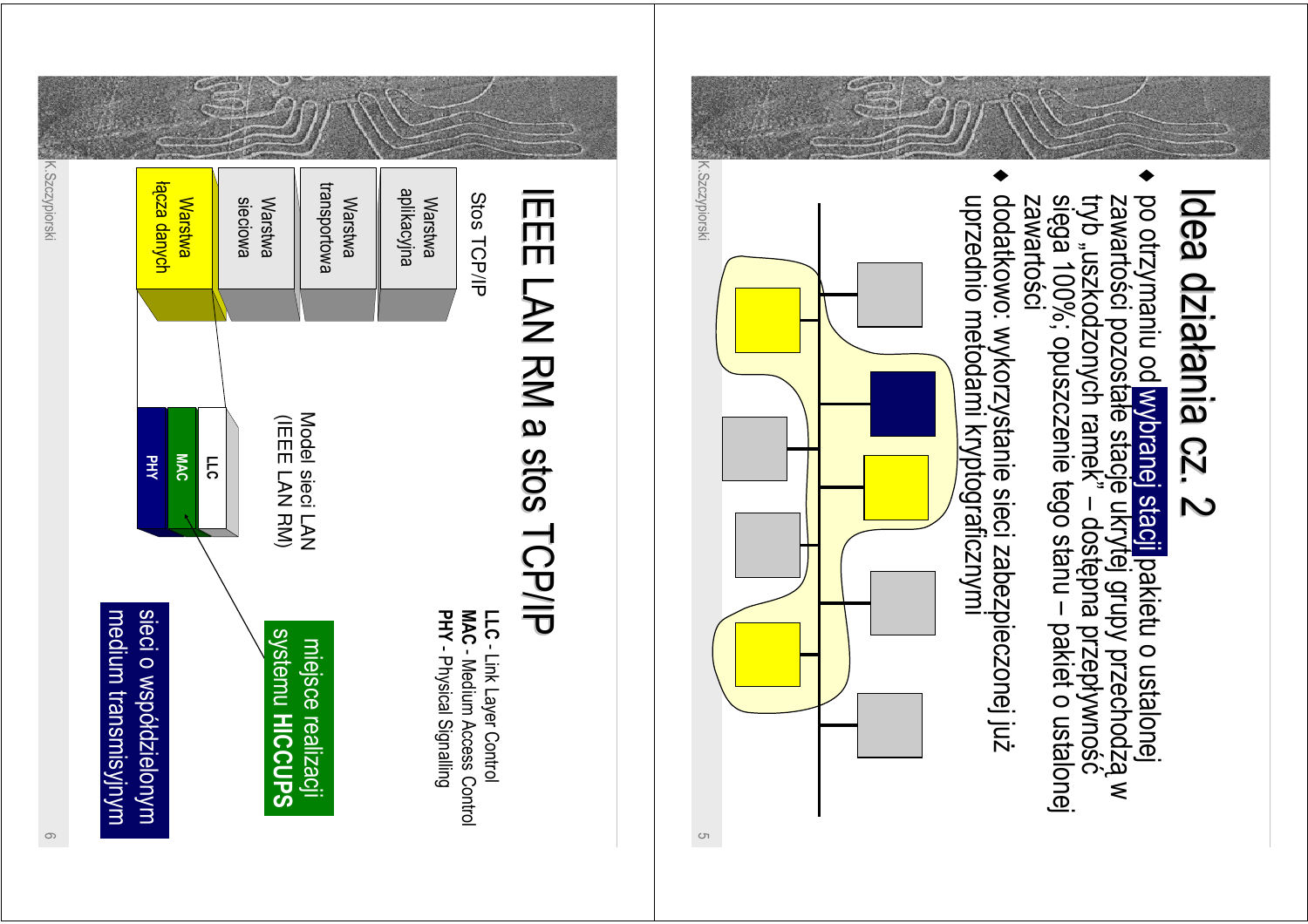# Idea działania cz. 2

- po otrzymaniu od wybranej stacji pakietu o ustalonej zawartości pozostałe stacje ukrytej grupy przechodzą w tryb „uszkodzonych ramek" – dostępna przepływność sięga 100%; opuszczenie tego stanu – pakiet o ustalonej zawartości
- dodatkowo: wykorzystanie sieci zabezpieczonej już uprzednio metodami kryptograficznymi

# IEEE LAN RM a stos TCP/IP

Stos TCP/IP

- Warstwa aplikacyjna
- Warstwa transportowa
- Warstwa sieciowa
- Warstwa łącza danych

Model sieci LAN (IEEE LAN RM)

- LLC
- MAC
- PHY

**LLC** - Link Layer Control
**MAC** - Medium Access Control
**PHY** - Physical Signalling

miejsce realizacji systemu **HICCUPS**

sieci o współdzielonym medium transmisyjnym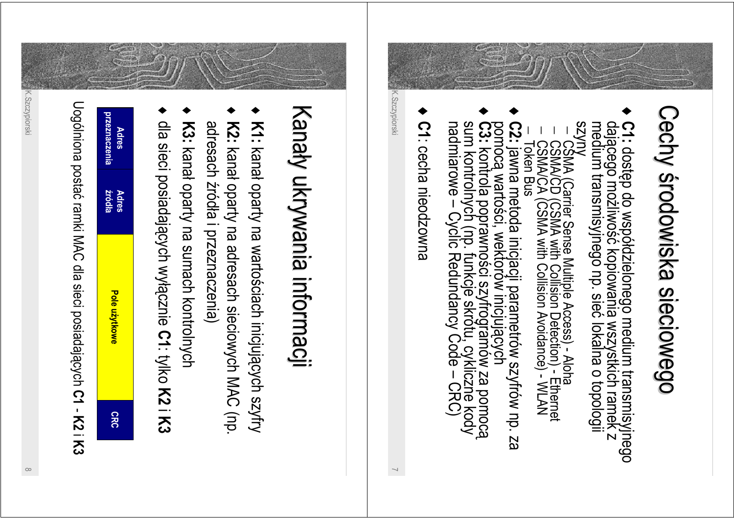# Cechy środowiska sieciowego

- **C1:** dostęp do współdzielonego medium transmisyjnego dającego możliwość kopiowania wszystkich ramek z medium transmisyjnego np. sieć lokalna o topologii szyny
  - CSMA (Carrier Sense Multiple Access) - Aloha
  - CSMA/CD (CSMA with Collision Detection) - Ethernet
  - CSMA/CA (CSMA with Collision Avoidance) - WLAN
  - Token Bus
- **C2:** jawna metoda inicjacji parametrów szyfrów np. za pomocą wartości, wektorów inicjujących
- **C3:** kontrola poprawności szyfrogramów za pomocą sum kontrolnych (np. funkcje skrótu, cykliczne kody nadmiarowe – Cyclic Redundancy Code – CRC)
- **C1**: cecha nieodzowna

# Kanały ukrywania informacji

- **K1:** kanał oparty na wartościach inicjujących szyfry
- **K2:** kanał oparty na adresach sieciowych MAC (np. adresach źródła i przeznaczenia)
- **K3:** kanał oparty na sumach kontrolnych
- dla sieci posiadających wyłącznie **C1**: tylko **K2** i **K3**

| Adres przeznaczenia | Adres źródła | Pole użytkowe | CRC |
|---|---|---|---|

Uogólniona postać ramki MAC dla sieci posiadających **C1 - K2** i **K3**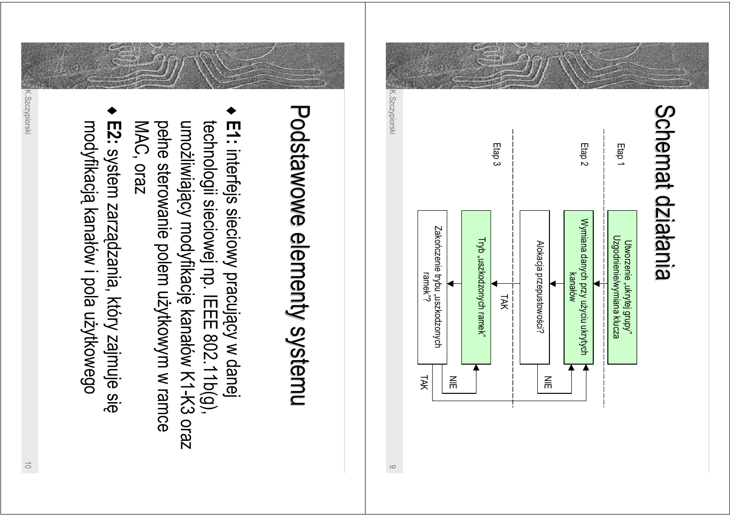# Schemat działania

Etap 1

- Utworzenie „ukrytej grupy" Uzgodnienie/wymiana klucza

Etap 2

- Wymiana danych przy użyciu ukrytych kanałów
- Alokacja przepustowości?
  - NIE → Wymiana danych przy użyciu ukrytych kanałów
  - TAK → Etap 3

Etap 3

- Tryb „uszkodzonych ramek"
- Zakończenie trybu „uszkodzonych ramek"?
  - NIE → Tryb „uszkodzonych ramek"
  - TAK → Wymiana danych przy użyciu ukrytych kanałów

# Podstawowe elementy systemu

- **E1:** interfejs sieciowy pracujący w danej technologii sieciowej np. IEEE 802.11b(g), umożliwiający modyfikację kanałów K1-K3 oraz pełne sterowanie polem użytkowym w ramce MAC, oraz
- **E2:** system zarządzania, który zajmuje się modyfikacją kanałów i pola użytkowego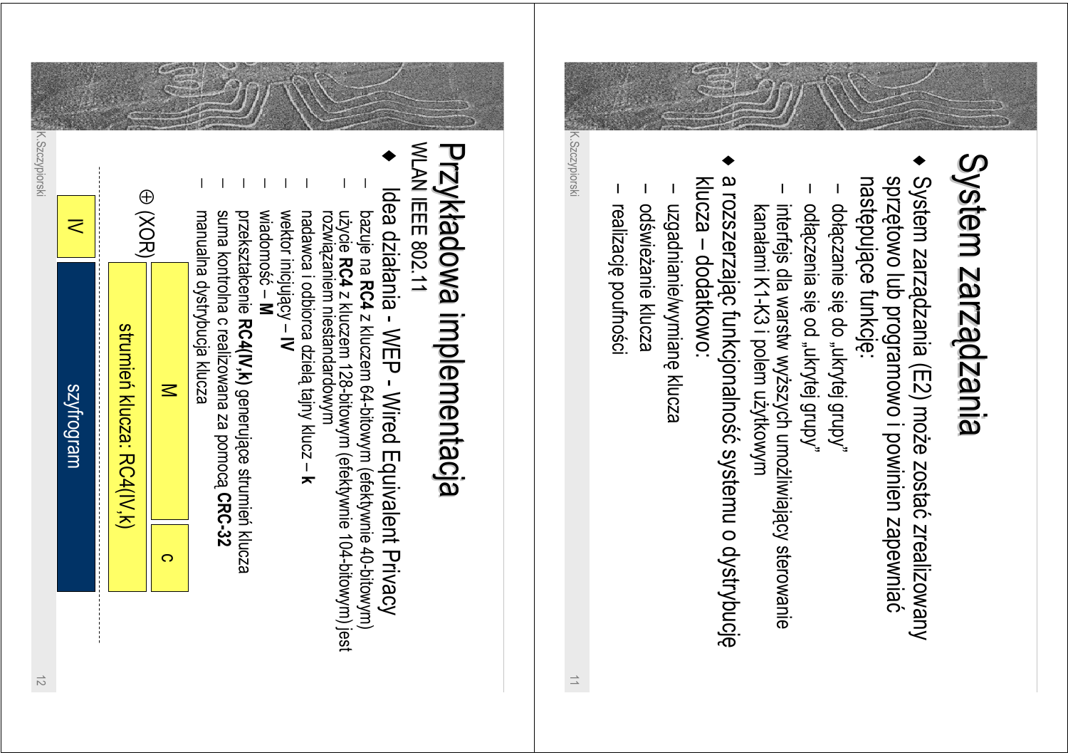# System zarządzania

- System zarządzania (E2) może zostać zrealizowany sprzętowo lub programowo i powinien zapewniać następujące funkcje:
  - dołączanie się do „ukrytej grupy”
  - odłączenia się od „ukrytej grupy”
  - interfejs dla warstw wyższych umożliwiający sterowanie kanałami K1-K3 i polem użytkowym
- a rozszerzając funkcjonalność systemu o dystrybucję klucza – dodatkowo:
  - uzgadnianie/wymianę klucza
  - odświeżanie klucza
  - realizację poufności

# Przykładowa implementacja

WLAN IEEE 802.11

- Idea działania - WEP - Wired Equivalent Privacy
  - bazuje na **RC4** z kluczem 64-bitowym (efektywnie 40-bitowym)
  - użycie **RC4** z kluczem 128-bitowym (efektywnie 104-bitowym) jest rozwiązaniem niestandardowym
  - nadawca i odbiorca dzielą tajny klucz – **k**
  - wektor inicjujący – **IV**
  - wiadomość – **M**
  - przekształcenie **RC4(IV,k)** generujące strumień klucza
  - suma kontrolna c realizowana za pomocą **CRC-32**
  - manualna dystrybucja klucza

| | M | c |
|---|---|---|
| ⊕ (XOR) | strumień klucza: RC4(IV,k) | |
| IV | szyfrogram | |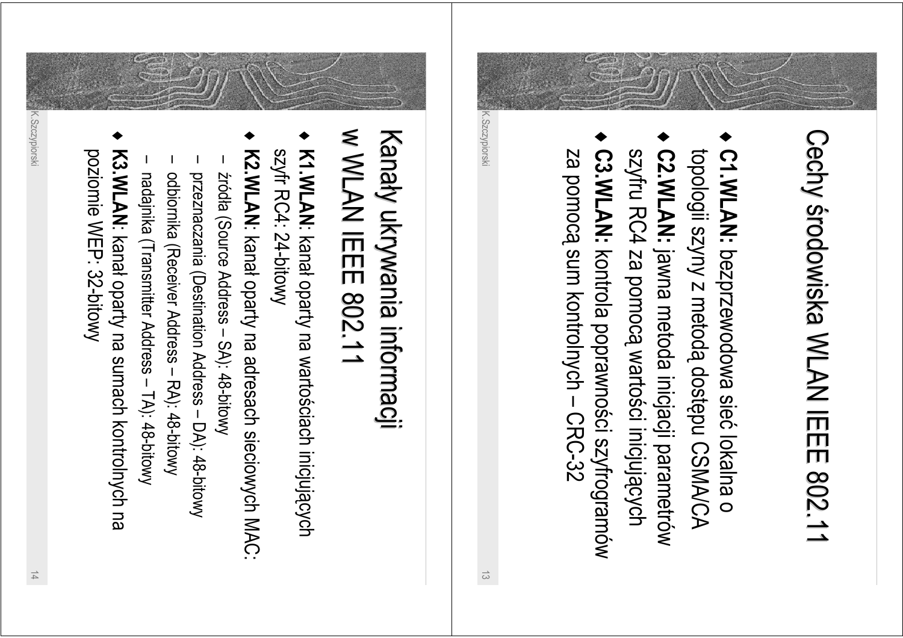## Cechy środowiska WLAN IEEE 802.11

- **C1.WLAN:** bezprzewodowa sieć lokalna o topologii szyny z metodą dostępu CSMA/CA
- **C2.WLAN:** jawna metoda inicjacji parametrów szyfru RC4 za pomocą wartości inicjujących
- **C3.WLAN:** kontrola poprawności szyfrogramów za pomocą sum kontrolnych – CRC-32

## Kanały ukrywania informacji w WLAN IEEE 802.11

- **K1.WLAN**: kanał oparty na wartościach inicjujących szyfr RC4: 24-bitowy
- **K2.WLAN**: kanał oparty na adresach sieciowych MAC:
  - źródła (Source Address – SA): 48-bitowy
  - przeznaczania (Destination Address – DA): 48-bitowy
  - odbiornika (Receiver Address – RA): 48-bitowy
  - nadajnika (Transmitter Address – TA): 48-bitowy
- **K3.WLAN**: kanał oparty na sumach kontrolnych na poziomie WEP: 32-bitowy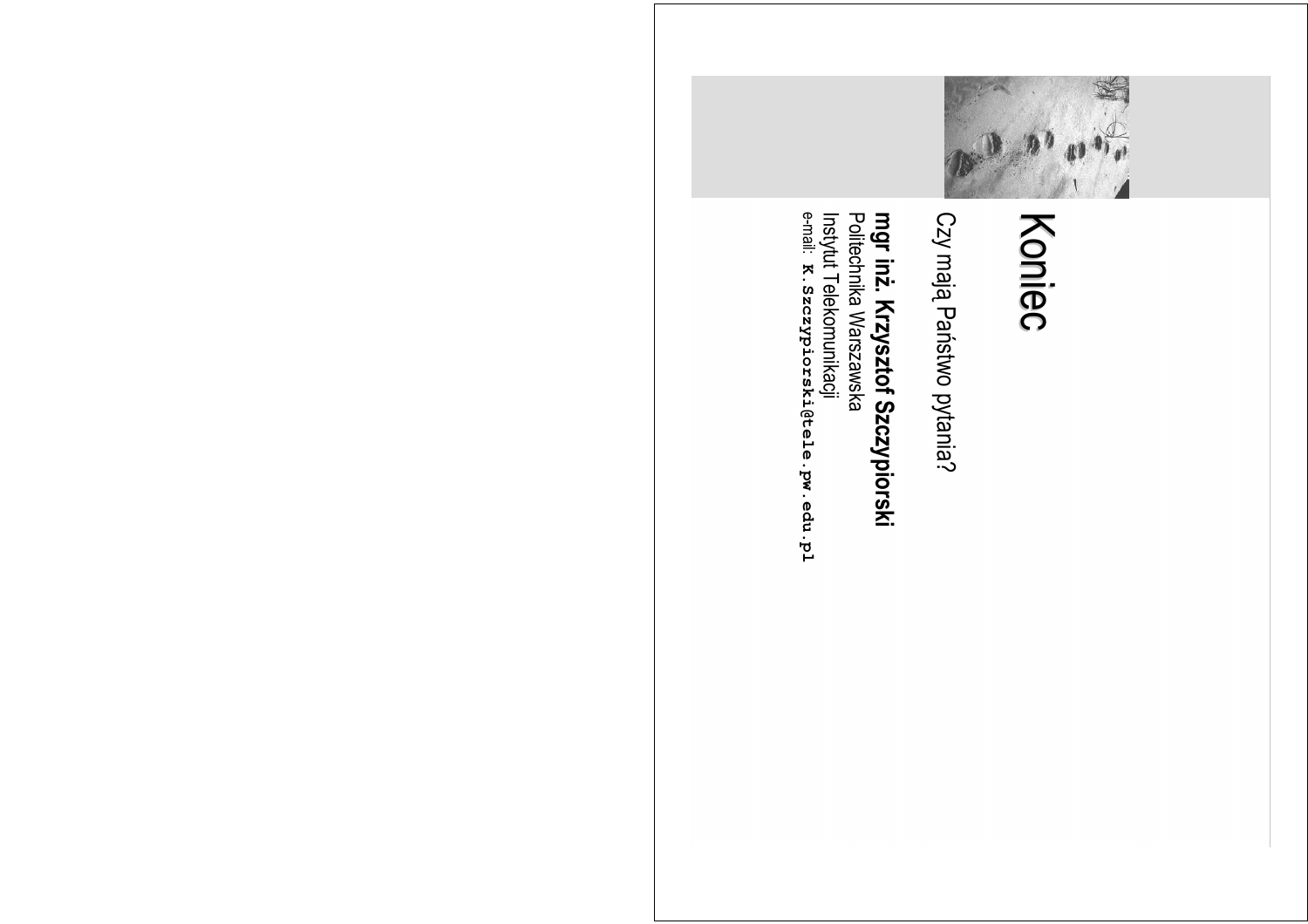# Koniec

Czy mają Państwo pytania?

**mgr inż. Krzysztof Szczypiorski**
Politechnika Warszawska
Instytut Telekomunikacji
e-mail: **K.Szczypiorski@tele.pw.edu.pl**